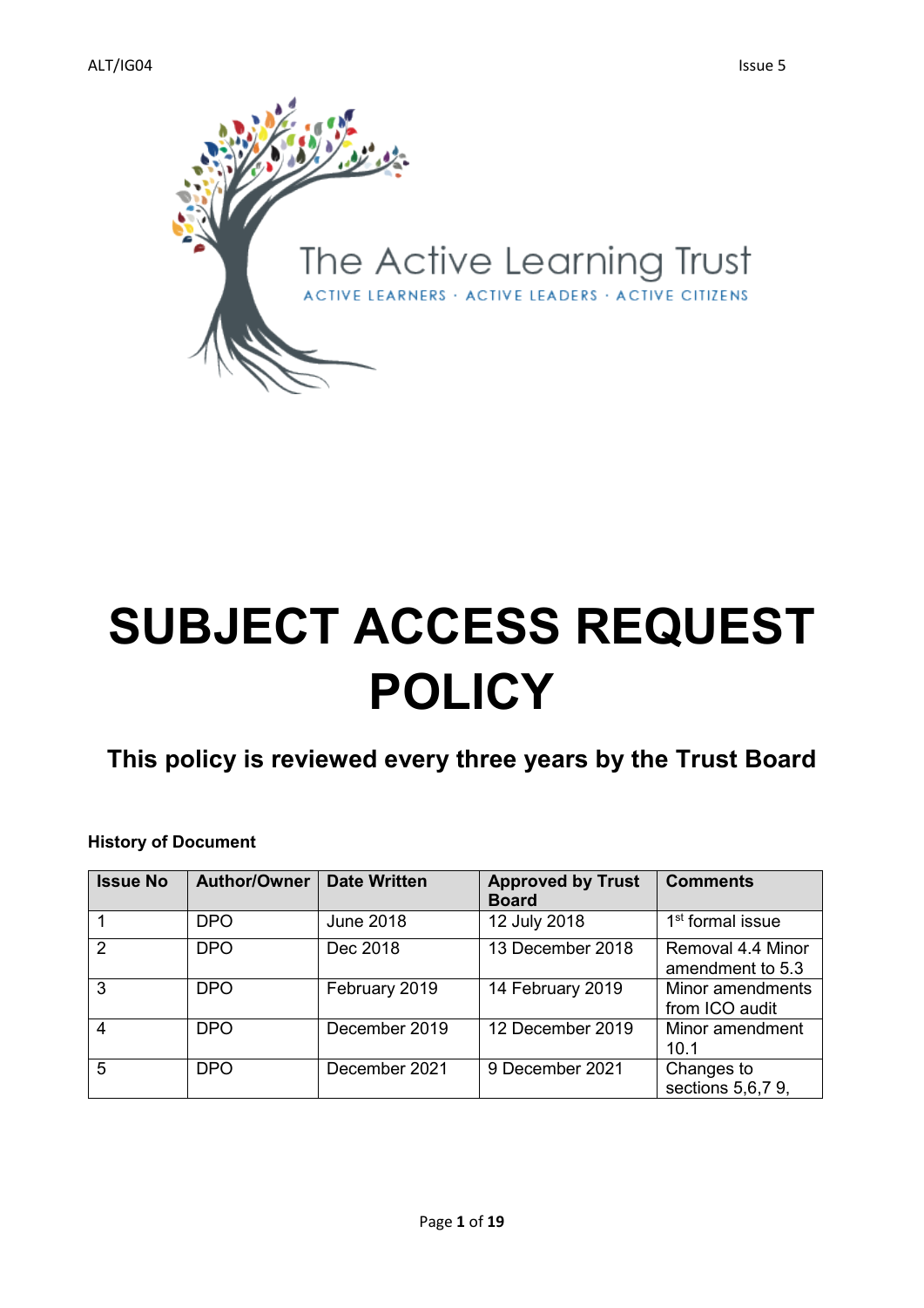The Active Learning Trust

ACTIVE LEARNERS · ACTIVE LEADERS · ACTIVE CITIZENS

# SUBJECT ACCESS REQUEST POLICY

## This policy is reviewed every three years by the Trust Board

**History of Document**

| Issue No | Author/Owner | Date Written | Approved by Trust Board | Comments |
|---|---|---|---|---|
| 1 | DPO | June 2018 | 12 July 2018 | 1st formal issue |
| 2 | DPO | Dec 2018 | 13 December 2018 | Removal 4.4 Minor amendment to 5.3 |
| 3 | DPO | February 2019 | 14 February 2019 | Minor amendments from ICO audit |
| 4 | DPO | December 2019 | 12 December 2019 | Minor amendment 10.1 |
| 5 | DPO | December 2021 | 9 December 2021 | Changes to sections 5,6,7 9, |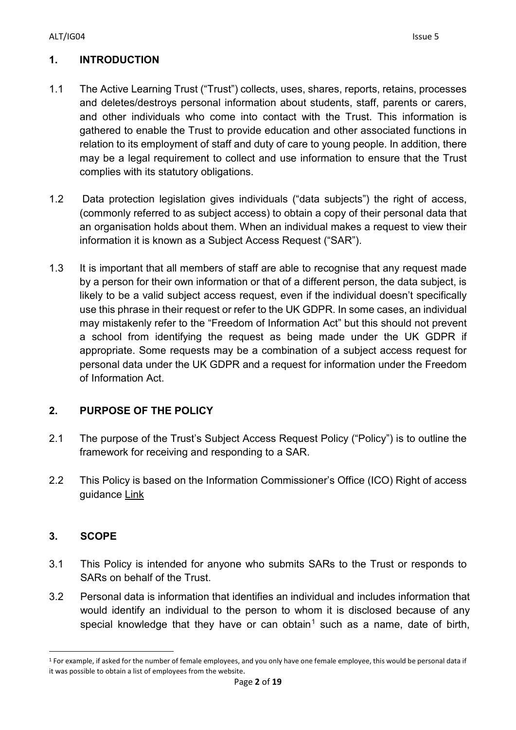## 1. INTRODUCTION

1.1 The Active Learning Trust ("Trust") collects, uses, shares, reports, retains, processes and deletes/destroys personal information about students, staff, parents or carers, and other individuals who come into contact with the Trust. This information is gathered to enable the Trust to provide education and other associated functions in relation to its employment of staff and duty of care to young people. In addition, there may be a legal requirement to collect and use information to ensure that the Trust complies with its statutory obligations.

1.2 Data protection legislation gives individuals ("data subjects") the right of access, (commonly referred to as subject access) to obtain a copy of their personal data that an organisation holds about them. When an individual makes a request to view their information it is known as a Subject Access Request ("SAR").

1.3 It is important that all members of staff are able to recognise that any request made by a person for their own information or that of a different person, the data subject, is likely to be a valid subject access request, even if the individual doesn't specifically use this phrase in their request or refer to the UK GDPR. In some cases, an individual may mistakenly refer to the "Freedom of Information Act" but this should not prevent a school from identifying the request as being made under the UK GDPR if appropriate. Some requests may be a combination of a subject access request for personal data under the UK GDPR and a request for information under the Freedom of Information Act.

## 2. PURPOSE OF THE POLICY

2.1 The purpose of the Trust's Subject Access Request Policy ("Policy") is to outline the framework for receiving and responding to a SAR.

2.2 This Policy is based on the Information Commissioner's Office (ICO) Right of access guidance Link

## 3. SCOPE

3.1 This Policy is intended for anyone who submits SARs to the Trust or responds to SARs on behalf of the Trust.

3.2 Personal data is information that identifies an individual and includes information that would identify an individual to the person to whom it is disclosed because of any special knowledge that they have or can obtain[1] such as a name, date of birth,

[1] For example, if asked for the number of female employees, and you only have one female employee, this would be personal data if it was possible to obtain a list of employees from the website.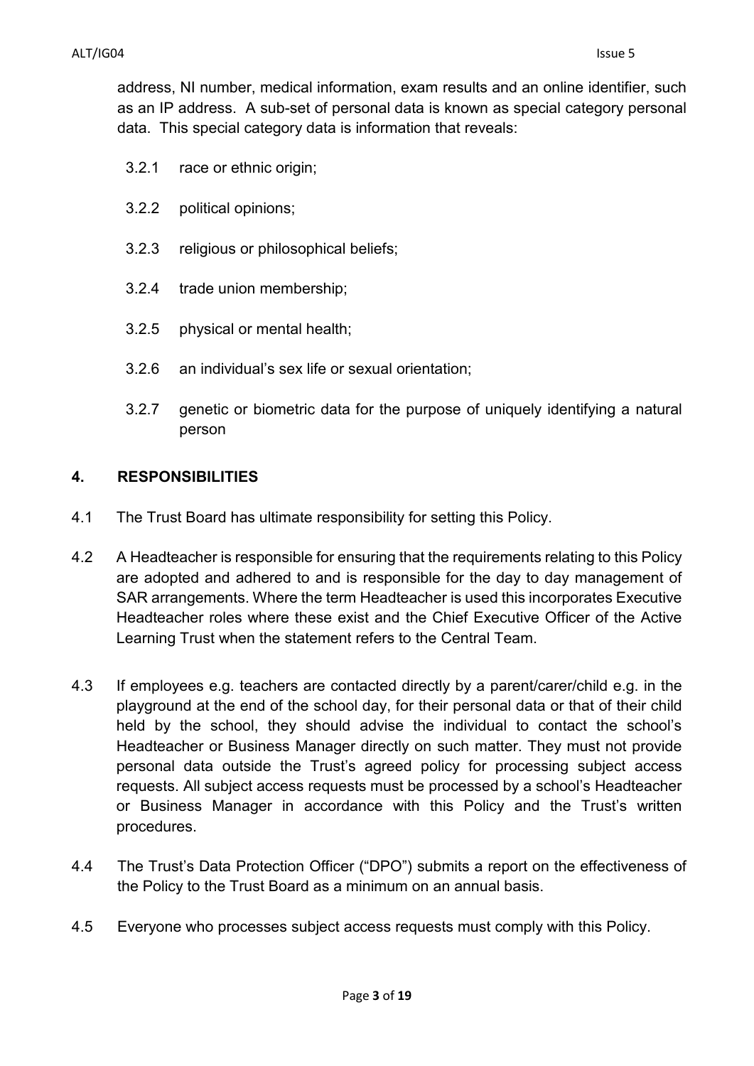address, NI number, medical information, exam results and an online identifier, such as an IP address. A sub-set of personal data is known as special category personal data. This special category data is information that reveals:

3.2.1 race or ethnic origin;

3.2.2 political opinions;

3.2.3 religious or philosophical beliefs;

3.2.4 trade union membership;

3.2.5 physical or mental health;

3.2.6 an individual's sex life or sexual orientation;

3.2.7 genetic or biometric data for the purpose of uniquely identifying a natural person

## 4. RESPONSIBILITIES

4.1 The Trust Board has ultimate responsibility for setting this Policy.

4.2 A Headteacher is responsible for ensuring that the requirements relating to this Policy are adopted and adhered to and is responsible for the day to day management of SAR arrangements. Where the term Headteacher is used this incorporates Executive Headteacher roles where these exist and the Chief Executive Officer of the Active Learning Trust when the statement refers to the Central Team.

4.3 If employees e.g. teachers are contacted directly by a parent/carer/child e.g. in the playground at the end of the school day, for their personal data or that of their child held by the school, they should advise the individual to contact the school's Headteacher or Business Manager directly on such matter. They must not provide personal data outside the Trust's agreed policy for processing subject access requests. All subject access requests must be processed by a school's Headteacher or Business Manager in accordance with this Policy and the Trust's written procedures.

4.4 The Trust's Data Protection Officer ("DPO") submits a report on the effectiveness of the Policy to the Trust Board as a minimum on an annual basis.

4.5 Everyone who processes subject access requests must comply with this Policy.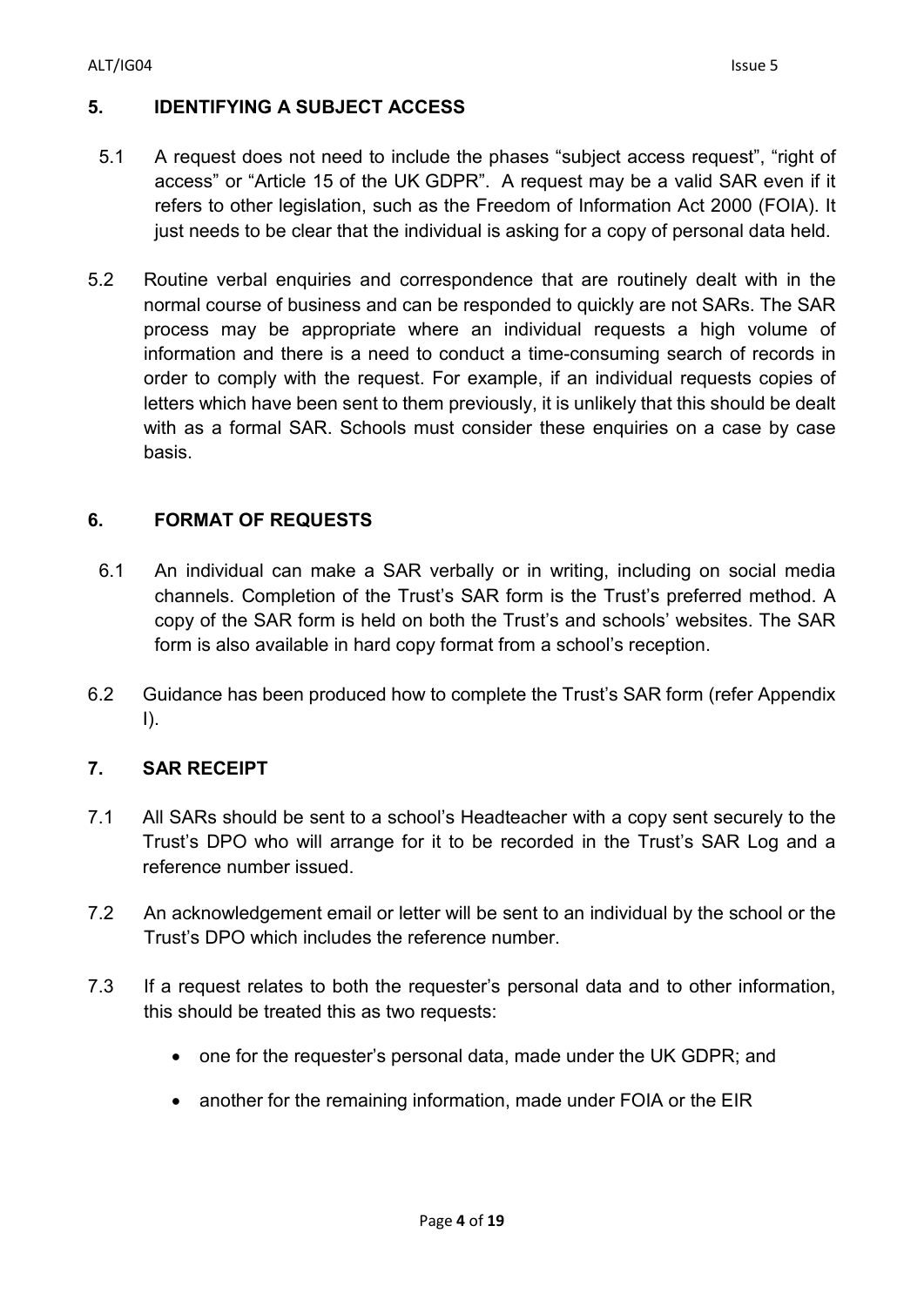## 5. IDENTIFYING A SUBJECT ACCESS

5.1 A request does not need to include the phases "subject access request", "right of access" or "Article 15 of the UK GDPR". A request may be a valid SAR even if it refers to other legislation, such as the Freedom of Information Act 2000 (FOIA). It just needs to be clear that the individual is asking for a copy of personal data held.

5.2 Routine verbal enquiries and correspondence that are routinely dealt with in the normal course of business and can be responded to quickly are not SARs. The SAR process may be appropriate where an individual requests a high volume of information and there is a need to conduct a time-consuming search of records in order to comply with the request. For example, if an individual requests copies of letters which have been sent to them previously, it is unlikely that this should be dealt with as a formal SAR. Schools must consider these enquiries on a case by case basis.

## 6. FORMAT OF REQUESTS

6.1 An individual can make a SAR verbally or in writing, including on social media channels. Completion of the Trust's SAR form is the Trust's preferred method. A copy of the SAR form is held on both the Trust's and schools' websites. The SAR form is also available in hard copy format from a school's reception.

6.2 Guidance has been produced how to complete the Trust's SAR form (refer Appendix I).

## 7. SAR RECEIPT

7.1 All SARs should be sent to a school's Headteacher with a copy sent securely to the Trust's DPO who will arrange for it to be recorded in the Trust's SAR Log and a reference number issued.

7.2 An acknowledgement email or letter will be sent to an individual by the school or the Trust's DPO which includes the reference number.

7.3 If a request relates to both the requester's personal data and to other information, this should be treated this as two requests:

- one for the requester's personal data, made under the UK GDPR; and
- another for the remaining information, made under FOIA or the EIR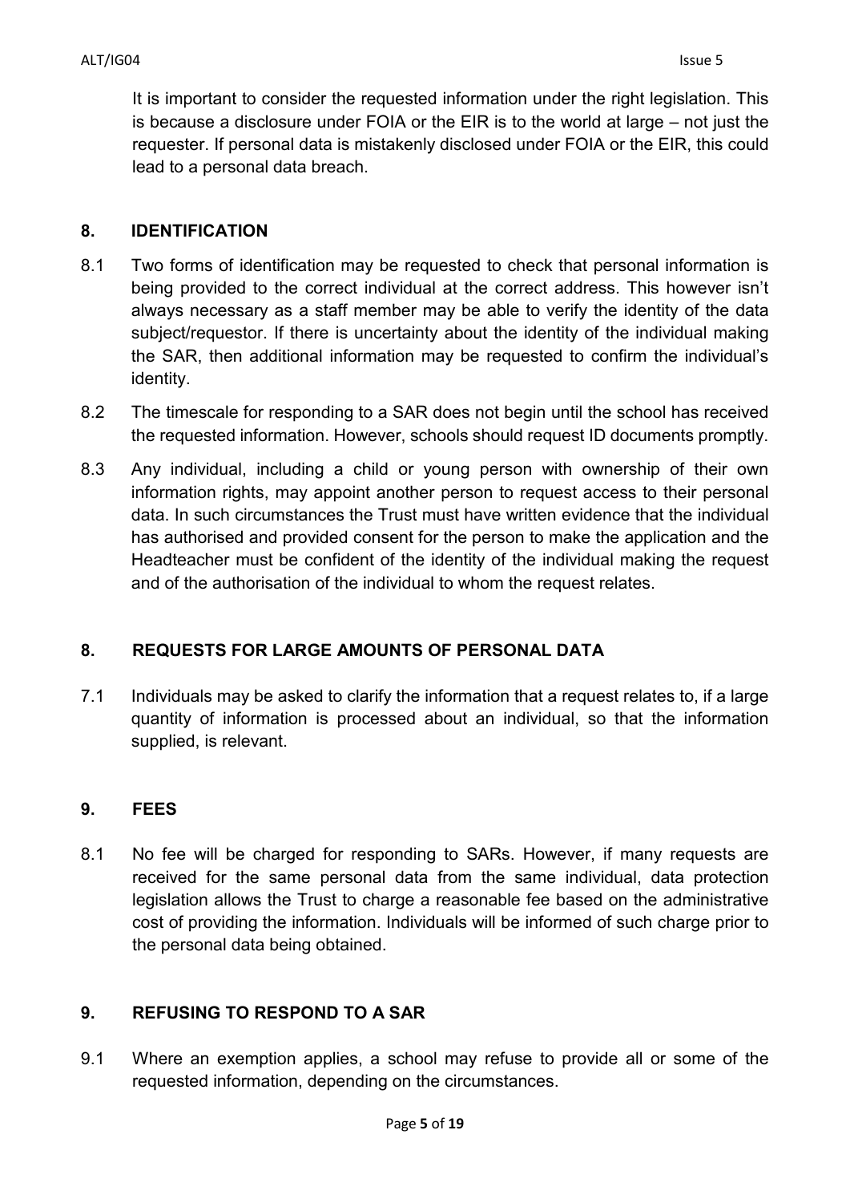It is important to consider the requested information under the right legislation. This is because a disclosure under FOIA or the EIR is to the world at large – not just the requester. If personal data is mistakenly disclosed under FOIA or the EIR, this could lead to a personal data breach.

## 8. IDENTIFICATION

8.1 Two forms of identification may be requested to check that personal information is being provided to the correct individual at the correct address. This however isn't always necessary as a staff member may be able to verify the identity of the data subject/requestor. If there is uncertainty about the identity of the individual making the SAR, then additional information may be requested to confirm the individual's identity.

8.2 The timescale for responding to a SAR does not begin until the school has received the requested information. However, schools should request ID documents promptly.

8.3 Any individual, including a child or young person with ownership of their own information rights, may appoint another person to request access to their personal data. In such circumstances the Trust must have written evidence that the individual has authorised and provided consent for the person to make the application and the Headteacher must be confident of the identity of the individual making the request and of the authorisation of the individual to whom the request relates.

## 8. REQUESTS FOR LARGE AMOUNTS OF PERSONAL DATA

7.1 Individuals may be asked to clarify the information that a request relates to, if a large quantity of information is processed about an individual, so that the information supplied, is relevant.

## 9. FEES

8.1 No fee will be charged for responding to SARs. However, if many requests are received for the same personal data from the same individual, data protection legislation allows the Trust to charge a reasonable fee based on the administrative cost of providing the information. Individuals will be informed of such charge prior to the personal data being obtained.

## 9. REFUSING TO RESPOND TO A SAR

9.1 Where an exemption applies, a school may refuse to provide all or some of the requested information, depending on the circumstances.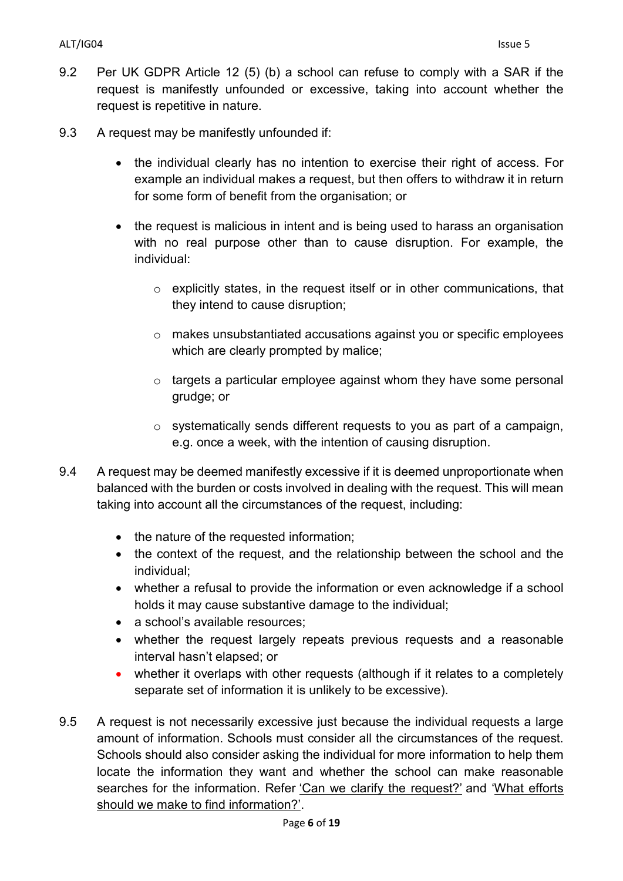9.2 Per UK GDPR Article 12 (5) (b) a school can refuse to comply with a SAR if the request is manifestly unfounded or excessive, taking into account whether the request is repetitive in nature.

9.3 A request may be manifestly unfounded if:

- the individual clearly has no intention to exercise their right of access. For example an individual makes a request, but then offers to withdraw it in return for some form of benefit from the organisation; or

- the request is malicious in intent and is being used to harass an organisation with no real purpose other than to cause disruption. For example, the individual:

  - explicitly states, in the request itself or in other communications, that they intend to cause disruption;

  - makes unsubstantiated accusations against you or specific employees which are clearly prompted by malice;

  - targets a particular employee against whom they have some personal grudge; or

  - systematically sends different requests to you as part of a campaign, e.g. once a week, with the intention of causing disruption.

9.4 A request may be deemed manifestly excessive if it is deemed unproportionate when balanced with the burden or costs involved in dealing with the request. This will mean taking into account all the circumstances of the request, including:

- the nature of the requested information;
- the context of the request, and the relationship between the school and the individual;
- whether a refusal to provide the information or even acknowledge if a school holds it may cause substantive damage to the individual;
- a school's available resources;
- whether the request largely repeats previous requests and a reasonable interval hasn't elapsed; or
- whether it overlaps with other requests (although if it relates to a completely separate set of information it is unlikely to be excessive).

9.5 A request is not necessarily excessive just because the individual requests a large amount of information. Schools must consider all the circumstances of the request. Schools should also consider asking the individual for more information to help them locate the information they want and whether the school can make reasonable searches for the information. Refer 'Can we clarify the request?' and 'What efforts should we make to find information?'.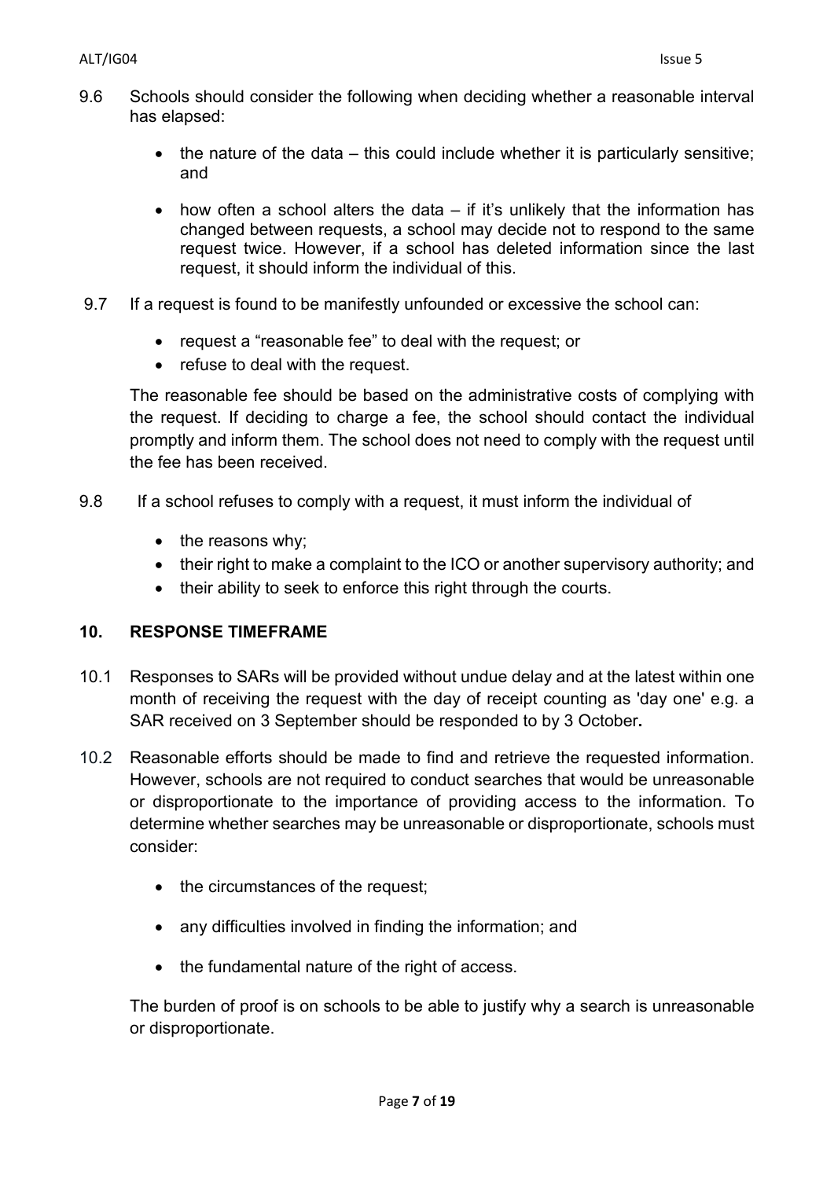9.6 Schools should consider the following when deciding whether a reasonable interval has elapsed:

- the nature of the data – this could include whether it is particularly sensitive; and
- how often a school alters the data – if it's unlikely that the information has changed between requests, a school may decide not to respond to the same request twice. However, if a school has deleted information since the last request, it should inform the individual of this.

9.7 If a request is found to be manifestly unfounded or excessive the school can:

- request a "reasonable fee" to deal with the request; or
- refuse to deal with the request.

The reasonable fee should be based on the administrative costs of complying with the request. If deciding to charge a fee, the school should contact the individual promptly and inform them. The school does not need to comply with the request until the fee has been received.

9.8 If a school refuses to comply with a request, it must inform the individual of

- the reasons why;
- their right to make a complaint to the ICO or another supervisory authority; and
- their ability to seek to enforce this right through the courts.

## 10. RESPONSE TIMEFRAME

10.1 Responses to SARs will be provided without undue delay and at the latest within one month of receiving the request with the day of receipt counting as 'day one' e.g. a SAR received on 3 September should be responded to by 3 October**.**

10.2 Reasonable efforts should be made to find and retrieve the requested information. However, schools are not required to conduct searches that would be unreasonable or disproportionate to the importance of providing access to the information. To determine whether searches may be unreasonable or disproportionate, schools must consider:

- the circumstances of the request;
- any difficulties involved in finding the information; and
- the fundamental nature of the right of access.

The burden of proof is on schools to be able to justify why a search is unreasonable or disproportionate.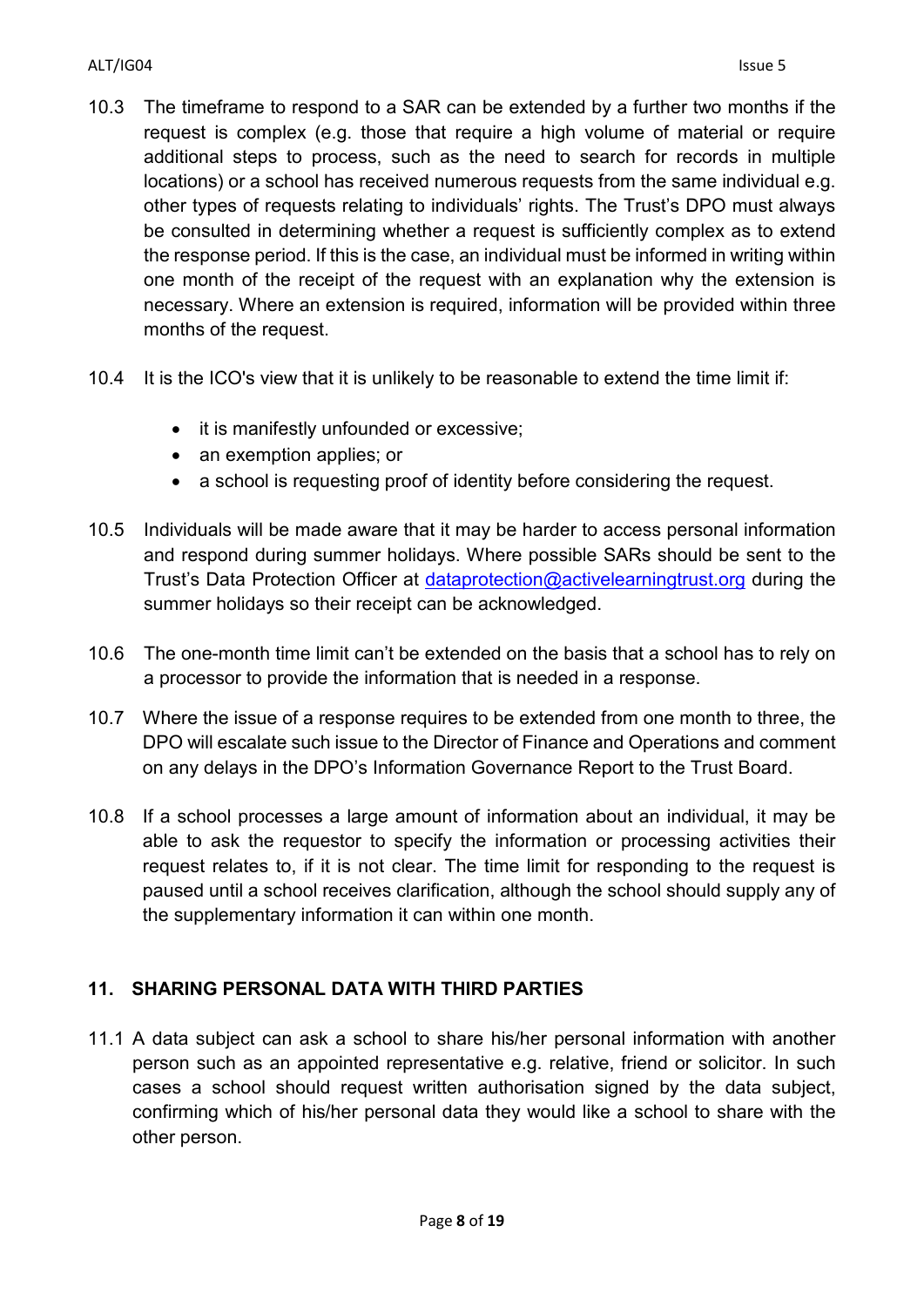10.3 The timeframe to respond to a SAR can be extended by a further two months if the request is complex (e.g. those that require a high volume of material or require additional steps to process, such as the need to search for records in multiple locations) or a school has received numerous requests from the same individual e.g. other types of requests relating to individuals' rights. The Trust's DPO must always be consulted in determining whether a request is sufficiently complex as to extend the response period. If this is the case, an individual must be informed in writing within one month of the receipt of the request with an explanation why the extension is necessary. Where an extension is required, information will be provided within three months of the request.

10.4 It is the ICO's view that it is unlikely to be reasonable to extend the time limit if:

- it is manifestly unfounded or excessive;
- an exemption applies; or
- a school is requesting proof of identity before considering the request.

10.5 Individuals will be made aware that it may be harder to access personal information and respond during summer holidays. Where possible SARs should be sent to the Trust's Data Protection Officer at dataprotection@activelearningtrust.org during the summer holidays so their receipt can be acknowledged.

10.6 The one-month time limit can't be extended on the basis that a school has to rely on a processor to provide the information that is needed in a response.

10.7 Where the issue of a response requires to be extended from one month to three, the DPO will escalate such issue to the Director of Finance and Operations and comment on any delays in the DPO's Information Governance Report to the Trust Board.

10.8 If a school processes a large amount of information about an individual, it may be able to ask the requestor to specify the information or processing activities their request relates to, if it is not clear. The time limit for responding to the request is paused until a school receives clarification, although the school should supply any of the supplementary information it can within one month.

## 11. SHARING PERSONAL DATA WITH THIRD PARTIES

11.1 A data subject can ask a school to share his/her personal information with another person such as an appointed representative e.g. relative, friend or solicitor. In such cases a school should request written authorisation signed by the data subject, confirming which of his/her personal data they would like a school to share with the other person.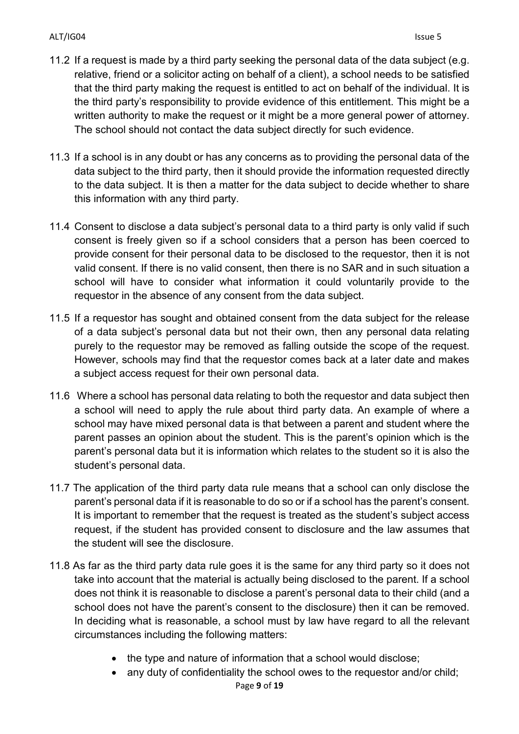11.2 If a request is made by a third party seeking the personal data of the data subject (e.g. relative, friend or a solicitor acting on behalf of a client), a school needs to be satisfied that the third party making the request is entitled to act on behalf of the individual. It is the third party's responsibility to provide evidence of this entitlement. This might be a written authority to make the request or it might be a more general power of attorney. The school should not contact the data subject directly for such evidence.

11.3 If a school is in any doubt or has any concerns as to providing the personal data of the data subject to the third party, then it should provide the information requested directly to the data subject. It is then a matter for the data subject to decide whether to share this information with any third party.

11.4 Consent to disclose a data subject's personal data to a third party is only valid if such consent is freely given so if a school considers that a person has been coerced to provide consent for their personal data to be disclosed to the requestor, then it is not valid consent. If there is no valid consent, then there is no SAR and in such situation a school will have to consider what information it could voluntarily provide to the requestor in the absence of any consent from the data subject.

11.5 If a requestor has sought and obtained consent from the data subject for the release of a data subject's personal data but not their own, then any personal data relating purely to the requestor may be removed as falling outside the scope of the request. However, schools may find that the requestor comes back at a later date and makes a subject access request for their own personal data.

11.6 Where a school has personal data relating to both the requestor and data subject then a school will need to apply the rule about third party data. An example of where a school may have mixed personal data is that between a parent and student where the parent passes an opinion about the student. This is the parent's opinion which is the parent's personal data but it is information which relates to the student so it is also the student's personal data.

11.7 The application of the third party data rule means that a school can only disclose the parent's personal data if it is reasonable to do so or if a school has the parent's consent. It is important to remember that the request is treated as the student's subject access request, if the student has provided consent to disclosure and the law assumes that the student will see the disclosure.

11.8 As far as the third party data rule goes it is the same for any third party so it does not take into account that the material is actually being disclosed to the parent. If a school does not think it is reasonable to disclose a parent's personal data to their child (and a school does not have the parent's consent to the disclosure) then it can be removed. In deciding what is reasonable, a school must by law have regard to all the relevant circumstances including the following matters:

- the type and nature of information that a school would disclose;
- any duty of confidentiality the school owes to the requestor and/or child;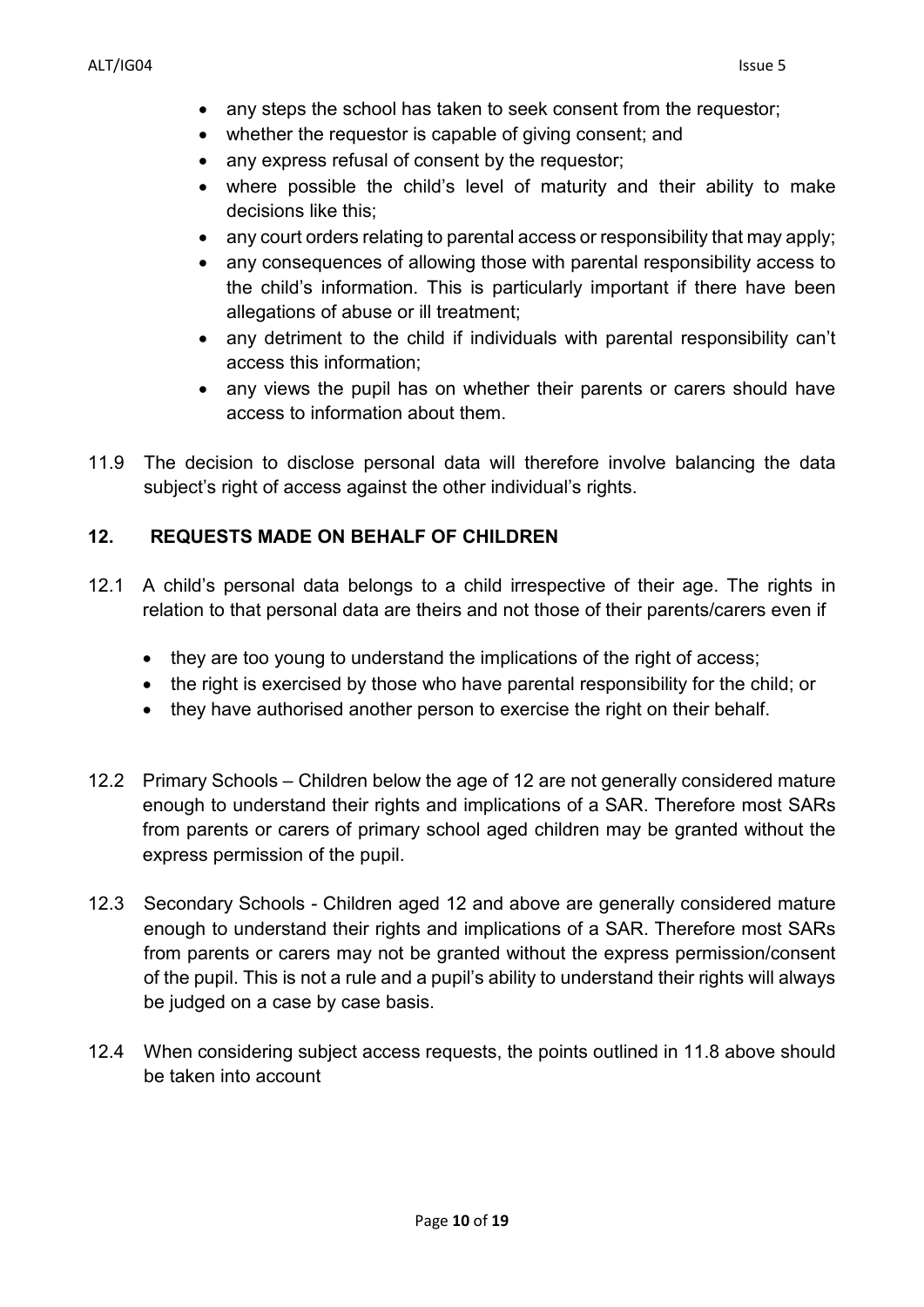- any steps the school has taken to seek consent from the requestor;
- whether the requestor is capable of giving consent; and
- any express refusal of consent by the requestor;
- where possible the child's level of maturity and their ability to make decisions like this;
- any court orders relating to parental access or responsibility that may apply;
- any consequences of allowing those with parental responsibility access to the child's information. This is particularly important if there have been allegations of abuse or ill treatment;
- any detriment to the child if individuals with parental responsibility can't access this information;
- any views the pupil has on whether their parents or carers should have access to information about them.

11.9 The decision to disclose personal data will therefore involve balancing the data subject's right of access against the other individual's rights.

## 12. REQUESTS MADE ON BEHALF OF CHILDREN

12.1 A child's personal data belongs to a child irrespective of their age. The rights in relation to that personal data are theirs and not those of their parents/carers even if

- they are too young to understand the implications of the right of access;
- the right is exercised by those who have parental responsibility for the child; or
- they have authorised another person to exercise the right on their behalf.

12.2 Primary Schools – Children below the age of 12 are not generally considered mature enough to understand their rights and implications of a SAR. Therefore most SARs from parents or carers of primary school aged children may be granted without the express permission of the pupil.

12.3 Secondary Schools - Children aged 12 and above are generally considered mature enough to understand their rights and implications of a SAR. Therefore most SARs from parents or carers may not be granted without the express permission/consent of the pupil. This is not a rule and a pupil's ability to understand their rights will always be judged on a case by case basis.

12.4 When considering subject access requests, the points outlined in 11.8 above should be taken into account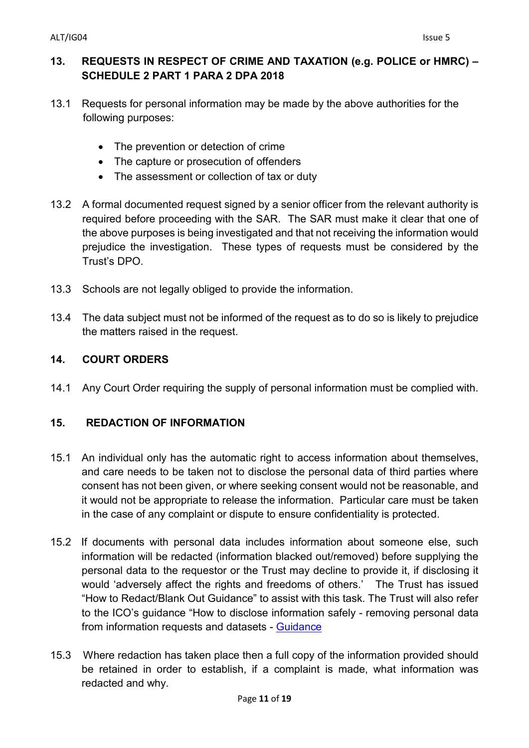## 13. REQUESTS IN RESPECT OF CRIME AND TAXATION (e.g. POLICE or HMRC) – SCHEDULE 2 PART 1 PARA 2 DPA 2018

13.1 Requests for personal information may be made by the above authorities for the following purposes:

- The prevention or detection of crime
- The capture or prosecution of offenders
- The assessment or collection of tax or duty

13.2 A formal documented request signed by a senior officer from the relevant authority is required before proceeding with the SAR. The SAR must make it clear that one of the above purposes is being investigated and that not receiving the information would prejudice the investigation. These types of requests must be considered by the Trust's DPO.

13.3 Schools are not legally obliged to provide the information.

13.4 The data subject must not be informed of the request as to do so is likely to prejudice the matters raised in the request.

## 14. COURT ORDERS

14.1 Any Court Order requiring the supply of personal information must be complied with.

## 15. REDACTION OF INFORMATION

15.1 An individual only has the automatic right to access information about themselves, and care needs to be taken not to disclose the personal data of third parties where consent has not been given, or where seeking consent would not be reasonable, and it would not be appropriate to release the information. Particular care must be taken in the case of any complaint or dispute to ensure confidentiality is protected.

15.2 If documents with personal data includes information about someone else, such information will be redacted (information blacked out/removed) before supplying the personal data to the requestor or the Trust may decline to provide it, if disclosing it would 'adversely affect the rights and freedoms of others.' The Trust has issued "How to Redact/Blank Out Guidance" to assist with this task. The Trust will also refer to the ICO's guidance "How to disclose information safely - removing personal data from information requests and datasets - Guidance

15.3 Where redaction has taken place then a full copy of the information provided should be retained in order to establish, if a complaint is made, what information was redacted and why.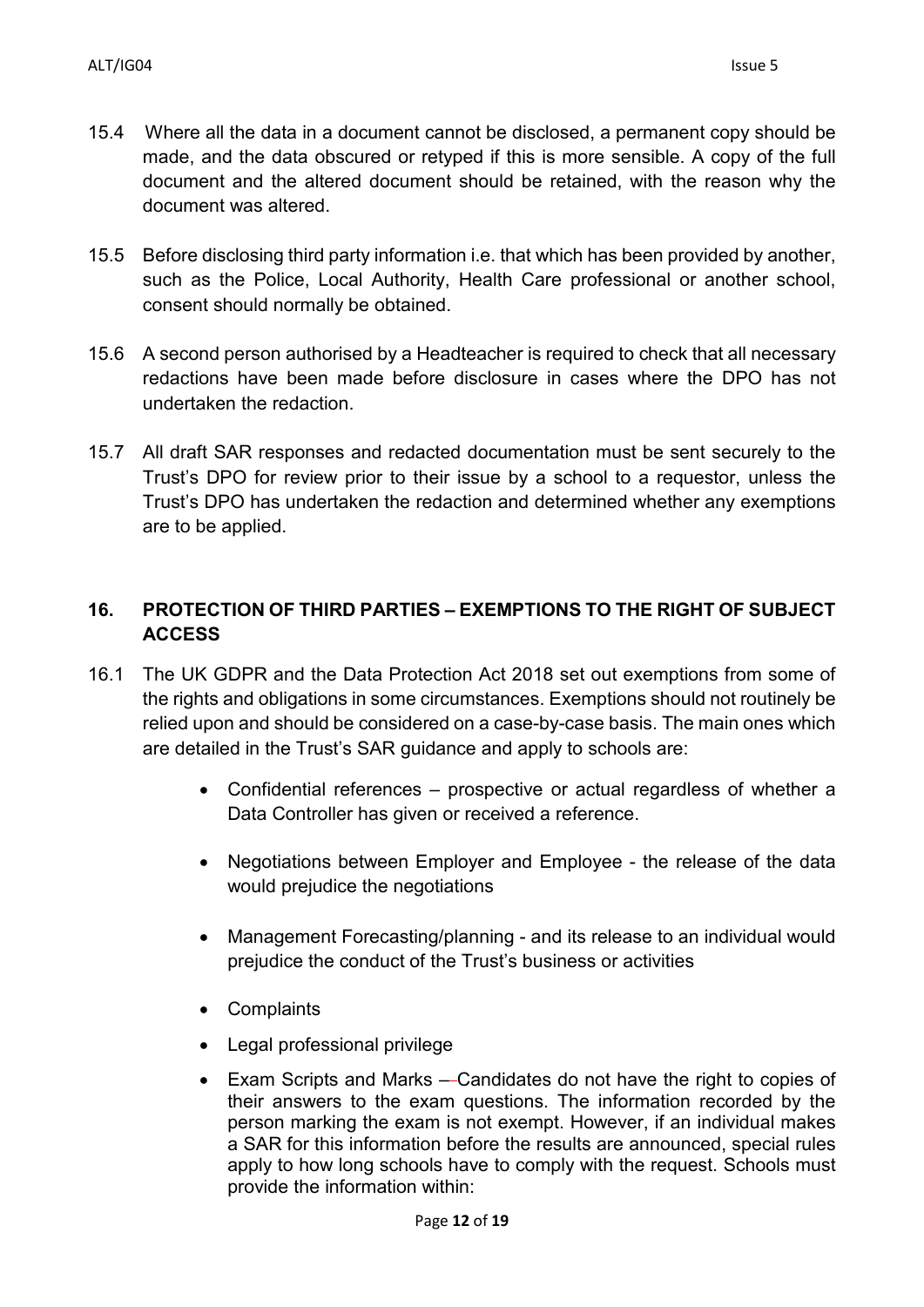15.4 Where all the data in a document cannot be disclosed, a permanent copy should be made, and the data obscured or retyped if this is more sensible. A copy of the full document and the altered document should be retained, with the reason why the document was altered.

15.5 Before disclosing third party information i.e. that which has been provided by another, such as the Police, Local Authority, Health Care professional or another school, consent should normally be obtained.

15.6 A second person authorised by a Headteacher is required to check that all necessary redactions have been made before disclosure in cases where the DPO has not undertaken the redaction.

15.7 All draft SAR responses and redacted documentation must be sent securely to the Trust's DPO for review prior to their issue by a school to a requestor, unless the Trust's DPO has undertaken the redaction and determined whether any exemptions are to be applied.

## 16. PROTECTION OF THIRD PARTIES – EXEMPTIONS TO THE RIGHT OF SUBJECT ACCESS

16.1 The UK GDPR and the Data Protection Act 2018 set out exemptions from some of the rights and obligations in some circumstances. Exemptions should not routinely be relied upon and should be considered on a case-by-case basis. The main ones which are detailed in the Trust's SAR guidance and apply to schools are:

- Confidential references – prospective or actual regardless of whether a Data Controller has given or received a reference.
- Negotiations between Employer and Employee - the release of the data would prejudice the negotiations
- Management Forecasting/planning - and its release to an individual would prejudice the conduct of the Trust's business or activities
- Complaints
- Legal professional privilege
- Exam Scripts and Marks – Candidates do not have the right to copies of their answers to the exam questions. The information recorded by the person marking the exam is not exempt. However, if an individual makes a SAR for this information before the results are announced, special rules apply to how long schools have to comply with the request. Schools must provide the information within: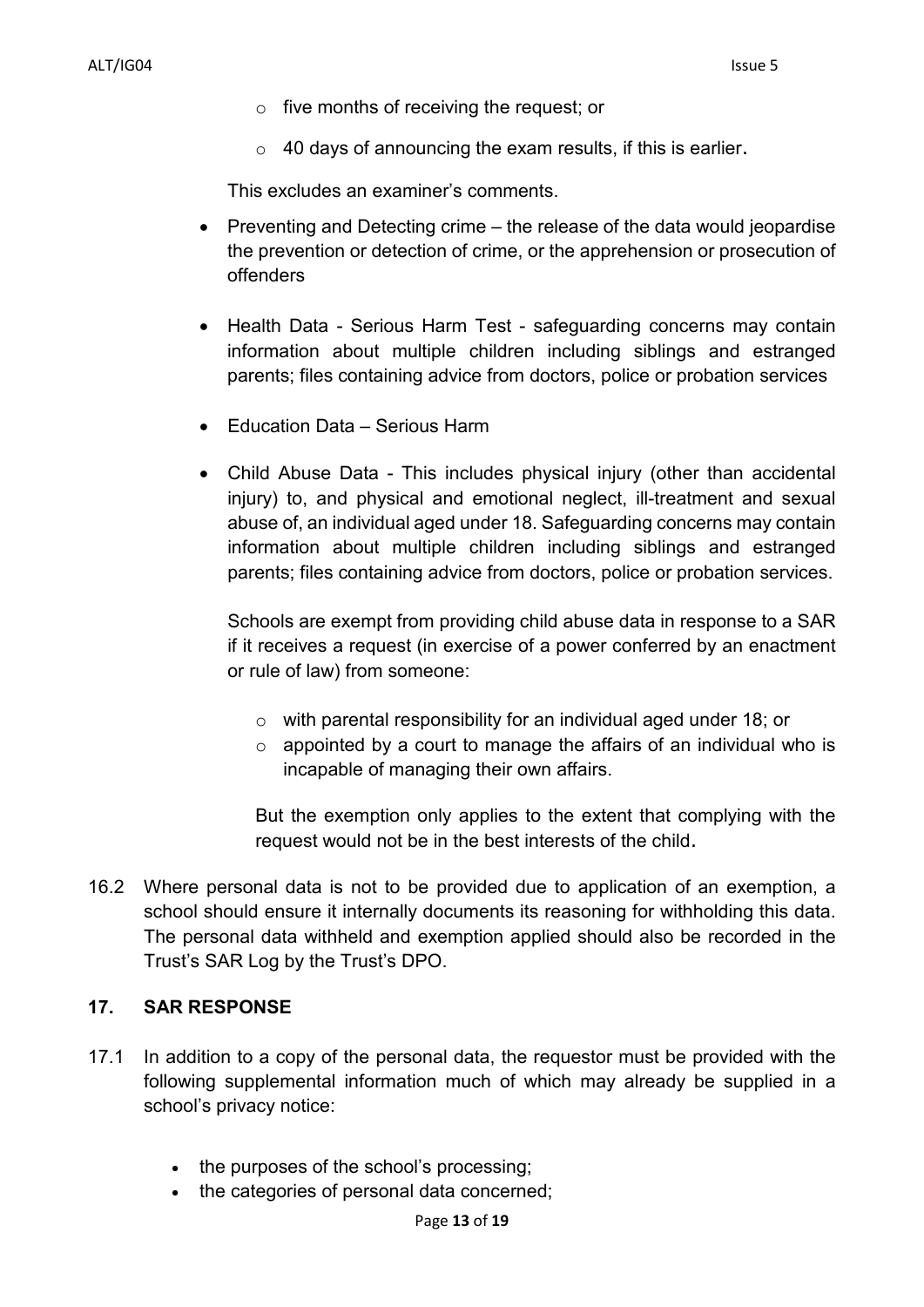- five months of receiving the request; or
  - 40 days of announcing the exam results, if this is earlier.

  This excludes an examiner's comments.

- Preventing and Detecting crime – the release of the data would jeopardise the prevention or detection of crime, or the apprehension or prosecution of offenders

- Health Data - Serious Harm Test - safeguarding concerns may contain information about multiple children including siblings and estranged parents; files containing advice from doctors, police or probation services

- Education Data – Serious Harm

- Child Abuse Data - This includes physical injury (other than accidental injury) to, and physical and emotional neglect, ill-treatment and sexual abuse of, an individual aged under 18. Safeguarding concerns may contain information about multiple children including siblings and estranged parents; files containing advice from doctors, police or probation services.

  Schools are exempt from providing child abuse data in response to a SAR if it receives a request (in exercise of a power conferred by an enactment or rule of law) from someone:

  - with parental responsibility for an individual aged under 18; or
  - appointed by a court to manage the affairs of an individual who is incapable of managing their own affairs.

  But the exemption only applies to the extent that complying with the request would not be in the best interests of the child.

16.2 Where personal data is not to be provided due to application of an exemption, a school should ensure it internally documents its reasoning for withholding this data. The personal data withheld and exemption applied should also be recorded in the Trust's SAR Log by the Trust's DPO.

## 17. SAR RESPONSE

17.1 In addition to a copy of the personal data, the requestor must be provided with the following supplemental information much of which may already be supplied in a school's privacy notice:

- the purposes of the school's processing;
- the categories of personal data concerned;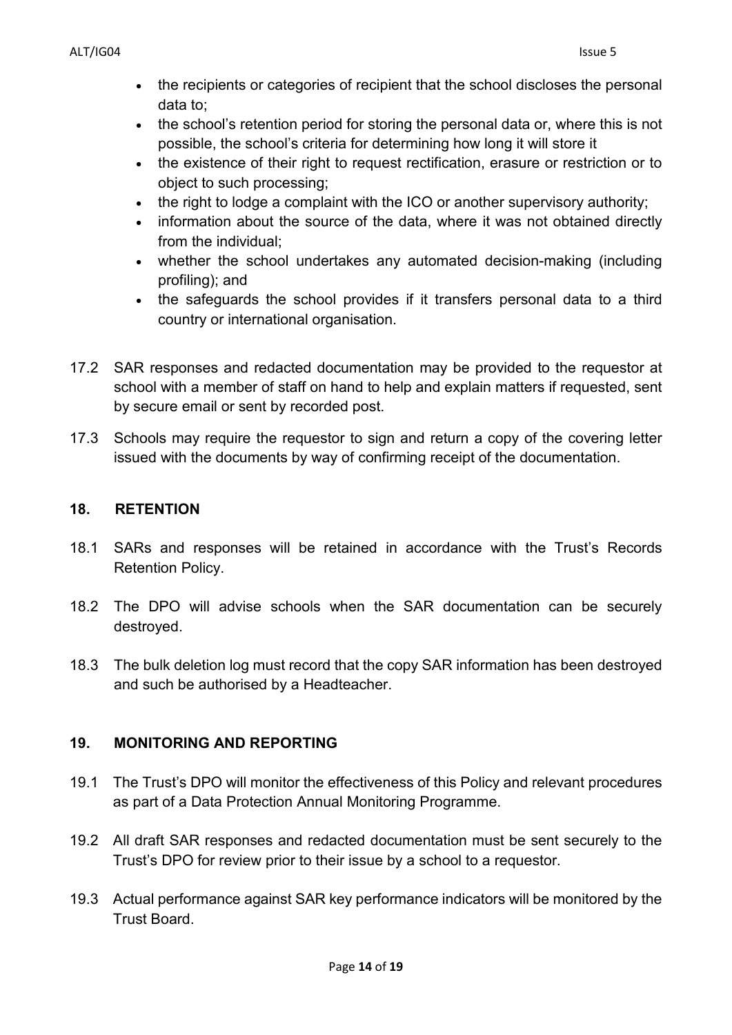- the recipients or categories of recipient that the school discloses the personal data to;
- the school's retention period for storing the personal data or, where this is not possible, the school's criteria for determining how long it will store it
- the existence of their right to request rectification, erasure or restriction or to object to such processing;
- the right to lodge a complaint with the ICO or another supervisory authority;
- information about the source of the data, where it was not obtained directly from the individual;
- whether the school undertakes any automated decision-making (including profiling); and
- the safeguards the school provides if it transfers personal data to a third country or international organisation.

17.2 SAR responses and redacted documentation may be provided to the requestor at school with a member of staff on hand to help and explain matters if requested, sent by secure email or sent by recorded post.

17.3 Schools may require the requestor to sign and return a copy of the covering letter issued with the documents by way of confirming receipt of the documentation.

## 18. RETENTION

18.1 SARs and responses will be retained in accordance with the Trust's Records Retention Policy.

18.2 The DPO will advise schools when the SAR documentation can be securely destroyed.

18.3 The bulk deletion log must record that the copy SAR information has been destroyed and such be authorised by a Headteacher.

## 19. MONITORING AND REPORTING

19.1 The Trust's DPO will monitor the effectiveness of this Policy and relevant procedures as part of a Data Protection Annual Monitoring Programme.

19.2 All draft SAR responses and redacted documentation must be sent securely to the Trust's DPO for review prior to their issue by a school to a requestor.

19.3 Actual performance against SAR key performance indicators will be monitored by the Trust Board.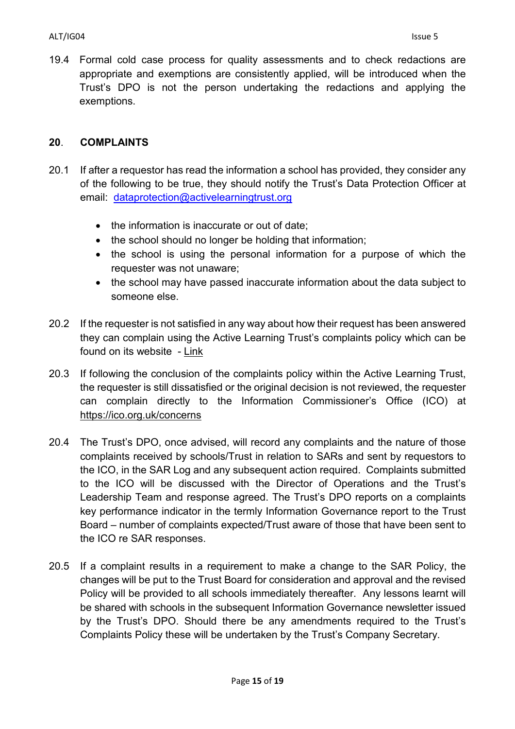19.4 Formal cold case process for quality assessments and to check redactions are appropriate and exemptions are consistently applied, will be introduced when the Trust's DPO is not the person undertaking the redactions and applying the exemptions.

## 20. COMPLAINTS

20.1 If after a requestor has read the information a school has provided, they consider any of the following to be true, they should notify the Trust's Data Protection Officer at email: dataprotection@activelearningtrust.org

- the information is inaccurate or out of date;
- the school should no longer be holding that information;
- the school is using the personal information for a purpose of which the requester was not unaware;
- the school may have passed inaccurate information about the data subject to someone else.

20.2 If the requester is not satisfied in any way about how their request has been answered they can complain using the Active Learning Trust's complaints policy which can be found on its website - Link

20.3 If following the conclusion of the complaints policy within the Active Learning Trust, the requester is still dissatisfied or the original decision is not reviewed, the requester can complain directly to the Information Commissioner's Office (ICO) at https://ico.org.uk/concerns

20.4 The Trust's DPO, once advised, will record any complaints and the nature of those complaints received by schools/Trust in relation to SARs and sent by requestors to the ICO, in the SAR Log and any subsequent action required. Complaints submitted to the ICO will be discussed with the Director of Operations and the Trust's Leadership Team and response agreed. The Trust's DPO reports on a complaints key performance indicator in the termly Information Governance report to the Trust Board – number of complaints expected/Trust aware of those that have been sent to the ICO re SAR responses.

20.5 If a complaint results in a requirement to make a change to the SAR Policy, the changes will be put to the Trust Board for consideration and approval and the revised Policy will be provided to all schools immediately thereafter. Any lessons learnt will be shared with schools in the subsequent Information Governance newsletter issued by the Trust's DPO. Should there be any amendments required to the Trust's Complaints Policy these will be undertaken by the Trust's Company Secretary.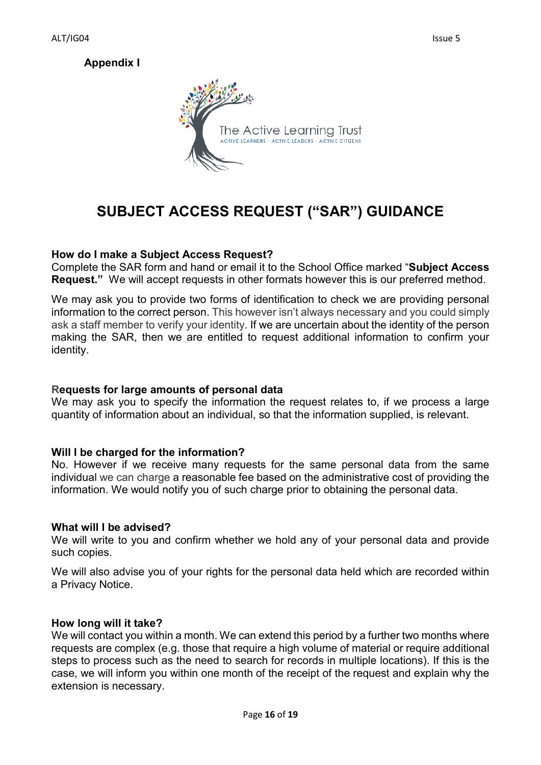**Appendix I**

The Active Learning Trust

ACTIVE LEARNERS · ACTIVE LEADERS · ACTIVE CITIZENS

# SUBJECT ACCESS REQUEST ("SAR") GUIDANCE

### How do I make a Subject Access Request?

Complete the SAR form and hand or email it to the School Office marked "**Subject Access Request.**" We will accept requests in other formats however this is our preferred method.

We may ask you to provide two forms of identification to check we are providing personal information to the correct person. This however isn't always necessary and you could simply ask a staff member to verify your identity. If we are uncertain about the identity of the person making the SAR, then we are entitled to request additional information to confirm your identity.

### Requests for large amounts of personal data

We may ask you to specify the information the request relates to, if we process a large quantity of information about an individual, so that the information supplied, is relevant.

### Will I be charged for the information?

No. However if we receive many requests for the same personal data from the same individual we can charge a reasonable fee based on the administrative cost of providing the information. We would notify you of such charge prior to obtaining the personal data.

### What will I be advised?

We will write to you and confirm whether we hold any of your personal data and provide such copies.

We will also advise you of your rights for the personal data held which are recorded within a Privacy Notice.

### How long will it take?

We will contact you within a month. We can extend this period by a further two months where requests are complex (e.g. those that require a high volume of material or require additional steps to process such as the need to search for records in multiple locations). If this is the case, we will inform you within one month of the receipt of the request and explain why the extension is necessary.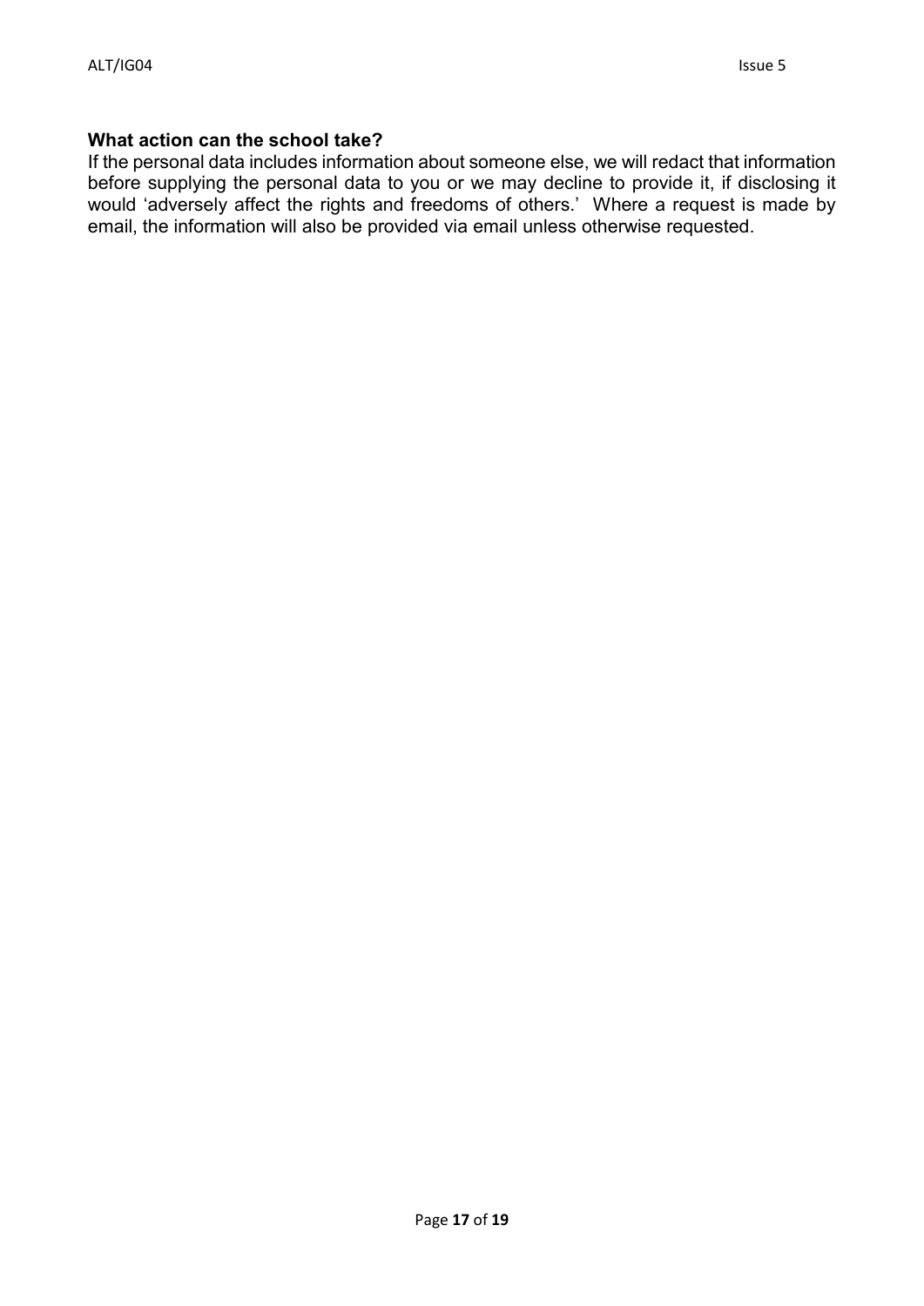**What action can the school take?**

If the personal data includes information about someone else, we will redact that information before supplying the personal data to you or we may decline to provide it, if disclosing it would 'adversely affect the rights and freedoms of others.' Where a request is made by email, the information will also be provided via email unless otherwise requested.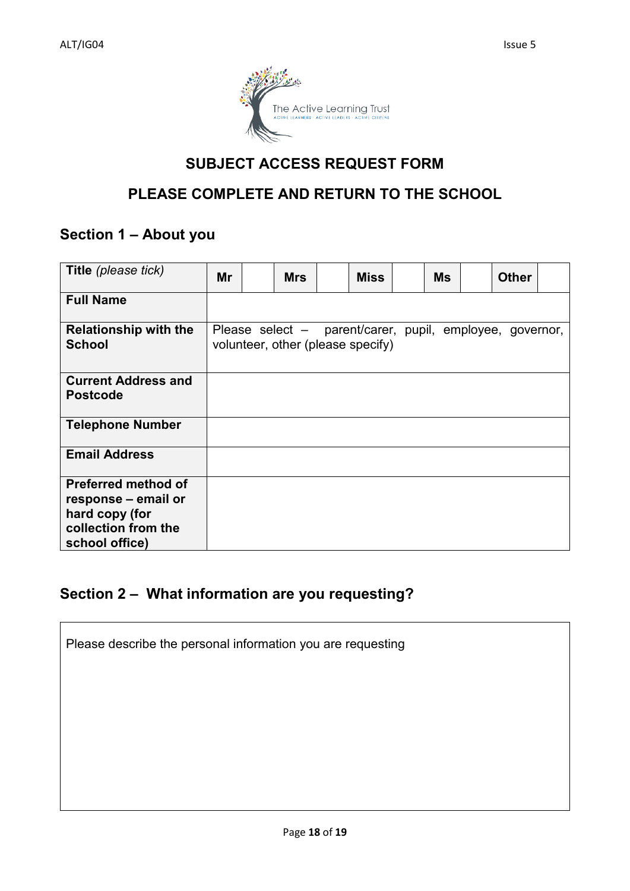## SUBJECT ACCESS REQUEST FORM

## PLEASE COMPLETE AND RETURN TO THE SCHOOL

### Section 1 – About you

| **Title** *(please tick)* | **Mr** | | **Mrs** | | **Miss** | | **Ms** | | **Other** | |
|---|---|---|---|---|---|---|---|---|---|---|
| **Full Name** | | | | | | | | | | |
| **Relationship with the School** | Please select – parent/carer, pupil, employee, governor, volunteer, other (please specify) | | | | | | | | | |
| **Current Address and Postcode** | | | | | | | | | | |
| **Telephone Number** | | | | | | | | | | |
| **Email Address** | | | | | | | | | | |
| **Preferred method of response – email or hard copy (for collection from the school office)** | | | | | | | | | | |

### Section 2 – What information are you requesting?

| Please describe the personal information you are requesting |
|---|
| |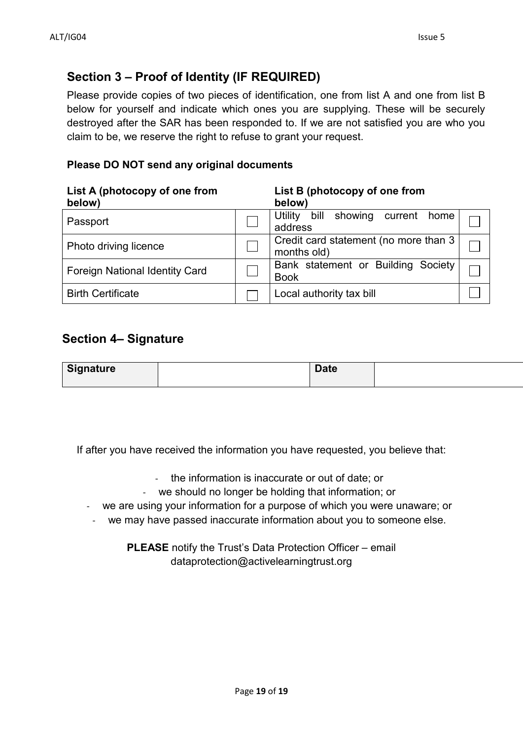## Section 3 – Proof of Identity (IF REQUIRED)

Please provide copies of two pieces of identification, one from list A and one from list B below for yourself and indicate which ones you are supplying. These will be securely destroyed after the SAR has been responded to. If we are not satisfied you are who you claim to be, we reserve the right to refuse to grant your request.

**Please DO NOT send any original documents**

| List A (photocopy of one from below) | | List B (photocopy of one from below) | |
|---|---|---|---|
| Passport | ☐ | Utility bill showing current home address | ☐ |
| Photo driving licence | ☐ | Credit card statement (no more than 3 months old) | ☐ |
| Foreign National Identity Card | ☐ | Bank statement or Building Society Book | ☐ |
| Birth Certificate | ☐ | Local authority tax bill | ☐ |

## Section 4– Signature

| Signature | | Date | |
|---|---|---|---|

If after you have received the information you have requested, you believe that:

- the information is inaccurate or out of date; or
- we should no longer be holding that information; or
- we are using your information for a purpose of which you were unaware; or
- we may have passed inaccurate information about you to someone else.

**PLEASE** notify the Trust's Data Protection Officer – email dataprotection@activelearningtrust.org